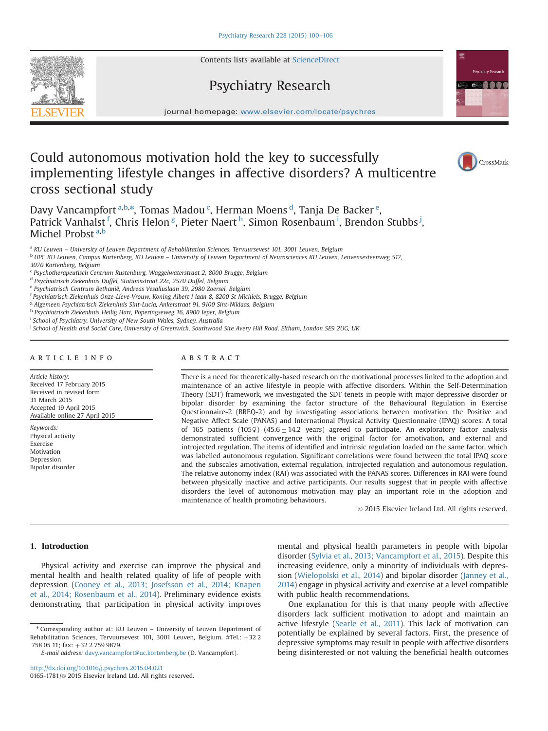# Could autonomous motivation hold the key to successfully implementing lifestyle changes in affective disorders? A multicentre cross sectional study

Davy Vancampfort[a,b,*], Tomas Madou[c], Herman Moens[d], Tanja De Backer[e], Patrick Vanhalst[f], Chris Helon[g], Pieter Naert[h], Simon Rosenbaum[i], Brendon Stubbs[j], Michel Probst[a,b]

[a] KU Leuven – University of Leuven Department of Rehabilitation Sciences, Tervuursevest 101, 3001 Leuven, Belgium
[b] UPC KU Leuven, Campus Kortenberg, KU Leuven – University of Leuven Department of Neurosciences KU Leuven, Leuvensesteenweg 517, 3070 Kortenberg, Belgium
[c] Psychotherapeutisch Centrum Rustenburg, Waggelwaterstraat 2, 8000 Brugge, Belgium
[d] Psychiatrisch Ziekenhuis Duffel, Stationsstraat 22c, 2570 Duffel, Belgium
[e] Psychiatrisch Centrum Bethanië, Andreas Vesaliuslaan 39, 2980 Zoersel, Belgium
[f] Psychiatrisch Ziekenhuis Onze-Lieve-Vrouw, Koning Albert I laan 8, 8200 St Michiels, Brugge, Belgium
[g] Algemeen Psychiatrisch Ziekenhuis Sint-Lucia, Ankerstraat 91, 9100 Sint-Niklaas, Belgium
[h] Psychiatrisch Ziekenhuis Heilig Hart, Poperingseweg 16, 8900 Ieper, Belgium
[i] School of Psychiatry, University of New South Wales, Sydney, Australia
[j] School of Health and Social Care, University of Greenwich, Southwood Site Avery Hill Road, Eltham, London SE9 2UG, UK

## ARTICLE INFO

*Article history:*
Received 17 February 2015
Received in revised form 31 March 2015
Accepted 19 April 2015
Available online 27 April 2015

*Keywords:*
Physical activity
Exercise
Motivation
Depression
Bipolar disorder

## ABSTRACT

There is a need for theoretically-based research on the motivational processes linked to the adoption and maintenance of an active lifestyle in people with affective disorders. Within the Self-Determination Theory (SDT) framework, we investigated the SDT tenets in people with major depressive disorder or bipolar disorder by examining the factor structure of the Behavioural Regulation in Exercise Questionnaire-2 (BREQ-2) and by investigating associations between motivation, the Positive and Negative Affect Scale (PANAS) and International Physical Activity Questionnaire (IPAQ) scores. A total of 165 patients (105♀) (45.6 ± 14.2 years) agreed to participate. An exploratory factor analysis demonstrated sufficient convergence with the original factor for amotivation, and external and introjected regulation. The items of identified and intrinsic regulation loaded on the same factor, which was labelled autonomous regulation. Significant correlations were found between the total IPAQ score and the subscales amotivation, external regulation, introjected regulation and autonomous regulation. The relative autonomy index (RAI) was associated with the PANAS scores. Differences in RAI were found between physically inactive and active participants. Our results suggest that in people with affective disorders the level of autonomous motivation may play an important role in the adoption and maintenance of health promoting behaviours.

© 2015 Elsevier Ireland Ltd. All rights reserved.

## 1. Introduction

Physical activity and exercise can improve the physical and mental health and health related quality of life of people with depression (Cooney et al., 2013; Josefsson et al., 2014; Knapen et al., 2014; Rosenbaum et al., 2014). Preliminary evidence exists demonstrating that participation in physical activity improves mental and physical health parameters in people with bipolar disorder (Sylvia et al., 2013; Vancampfort et al., 2015). Despite this increasing evidence, only a minority of individuals with depression (Wielopolski et al., 2014) and bipolar disorder (Janney et al., 2014) engage in physical activity and exercise at a level compatible with public health recommendations.

One explanation for this is that many people with affective disorders lack sufficient motivation to adopt and maintain an active lifestyle (Searle et al., 2011). This lack of motivation can potentially be explained by several factors. First, the presence of depressive symptoms may result in people with affective disorders being disinterested or not valuing the beneficial health outcomes

* Corresponding author at: KU Leuven – University of Leuven Department of Rehabilitation Sciences, Tervuursevest 101, 3001 Leuven, Belgium. #Tel.: +32 2 758 05 11; fax: +32 2 759 9879.
*E-mail address:* davy.vancampfort@uc.kortenberg.be (D. Vancampfort).

http://dx.doi.org/10.1016/j.psychres.2015.04.021
0165-1781/© 2015 Elsevier Ireland Ltd. All rights reserved.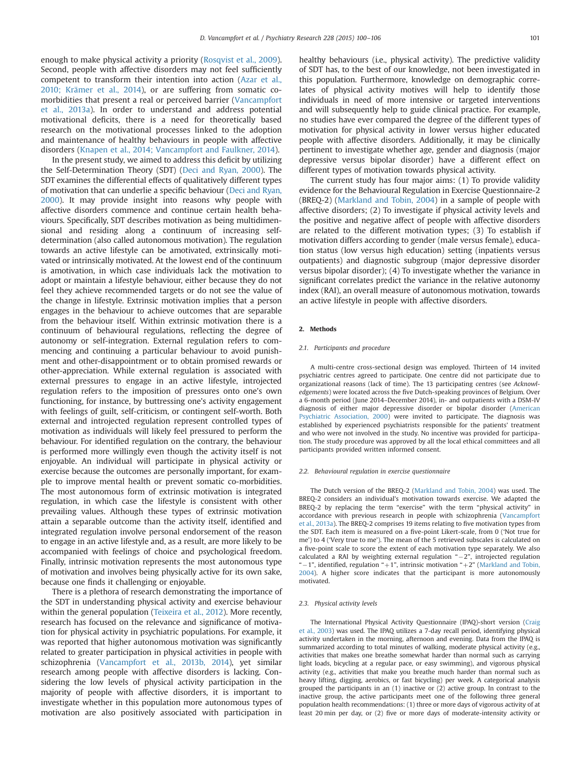enough to make physical activity a priority (Rosqvist et al., 2009). Second, people with affective disorders may not feel sufficiently competent to transform their intention into action (Azar et al., 2010; Krämer et al., 2014), or are suffering from somatic co-morbidities that present a real or perceived barrier (Vancampfort et al., 2013a). In order to understand and address potential motivational deficits, there is a need for theoretically based research on the motivational processes linked to the adoption and maintenance of healthy behaviours in people with affective disorders (Knapen et al., 2014; Vancampfort and Faulkner, 2014).

In the present study, we aimed to address this deficit by utilizing the Self-Determination Theory (SDT) (Deci and Ryan, 2000). The SDT examines the differential effects of qualitatively different types of motivation that can underlie a specific behaviour (Deci and Ryan, 2000). It may provide insight into reasons why people with affective disorders commence and continue certain health behaviours. Specifically, SDT describes motivation as being multidimensional and residing along a continuum of increasing self-determination (also called autonomous motivation). The regulation towards an active lifestyle can be amotivated, extrinsically motivated or intrinsically motivated. At the lowest end of the continuum is amotivation, in which case individuals lack the motivation to adopt or maintain a lifestyle behaviour, either because they do not feel they achieve recommended targets or do not see the value of the change in lifestyle. Extrinsic motivation implies that a person engages in the behaviour to achieve outcomes that are separable from the behaviour itself. Within extrinsic motivation there is a continuum of behavioural regulations, reflecting the degree of autonomy or self-integration. External regulation refers to commencing and continuing a particular behaviour to avoid punishment and other-disappointment or to obtain promised rewards or other-appreciation. While external regulation is associated with external pressures to engage in an active lifestyle, introjected regulation refers to the imposition of pressures onto one's own functioning, for instance, by buttressing one's activity engagement with feelings of guilt, self-criticism, or contingent self-worth. Both external and introjected regulation represent controlled types of motivation as individuals will likely feel pressured to perform the behaviour. For identified regulation on the contrary, the behaviour is performed more willingly even though the activity itself is not enjoyable. An individual will participate in physical activity or exercise because the outcomes are personally important, for example to improve mental health or prevent somatic co-morbidities. The most autonomous form of extrinsic motivation is integrated regulation, in which case the lifestyle is consistent with other prevailing values. Although these types of extrinsic motivation attain a separable outcome than the activity itself, identified and integrated regulation involve personal endorsement of the reason to engage in an active lifestyle and, as a result, are more likely to be accompanied with feelings of choice and psychological freedom. Finally, intrinsic motivation represents the most autonomous type of motivation and involves being physically active for its own sake, because one finds it challenging or enjoyable.

There is a plethora of research demonstrating the importance of the SDT in understanding physical activity and exercise behaviour within the general population (Teixeira et al., 2012). More recently, research has focused on the relevance and significance of motivation for physical activity in psychiatric populations. For example, it was reported that higher autonomous motivation was significantly related to greater participation in physical activities in people with schizophrenia (Vancampfort et al., 2013b, 2014), yet similar research among people with affective disorders is lacking. Considering the low levels of physical activity participation in the majority of people with affective disorders, it is important to investigate whether in this population more autonomous types of motivation are also positively associated with participation in healthy behaviours (i.e., physical activity). The predictive validity of SDT has, to the best of our knowledge, not been investigated in this population. Furthermore, knowledge on demographic correlates of physical activity motives will help to identify those individuals in need of more intensive or targeted interventions and will subsequently help to guide clinical practice. For example, no studies have ever compared the degree of the different types of motivation for physical activity in lower versus higher educated people with affective disorders. Additionally, it may be clinically pertinent to investigate whether age, gender and diagnosis (major depressive versus bipolar disorder) have a different effect on different types of motivation towards physical activity.

The current study has four major aims: (1) To provide validity evidence for the Behavioural Regulation in Exercise Questionnaire-2 (BREQ-2) (Markland and Tobin, 2004) in a sample of people with affective disorders; (2) To investigate if physical activity levels and the positive and negative affect of people with affective disorders are related to the different motivation types; (3) To establish if motivation differs according to gender (male versus female), education status (low versus high education) setting (inpatients versus outpatients) and diagnostic subgroup (major depressive disorder versus bipolar disorder); (4) To investigate whether the variance in significant correlates predict the variance in the relative autonomy index (RAI), an overall measure of autonomous motivation, towards an active lifestyle in people with affective disorders.

## 2. Methods

### 2.1. Participants and procedure

A multi-centre cross-sectional design was employed. Thirteen of 14 invited psychiatric centres agreed to participate. One centre did not participate due to organizational reasons (lack of time). The 13 participating centres (see *Acknowledgements*) were located across the five Dutch-speaking provinces of Belgium. Over a 6-month period (June 2014–December 2014), in- and outpatients with a DSM-IV diagnosis of either major depressive disorder or bipolar disorder (American Psychiatric Association, 2000) were invited to participate. The diagnosis was established by experienced psychiatrists responsible for the patients' treatment and who were not involved in the study. No incentive was provided for participation. The study procedure was approved by all the local ethical committees and all participants provided written informed consent.

### 2.2. Behavioural regulation in exercise questionnaire

The Dutch version of the BREQ-2 (Markland and Tobin, 2004) was used. The BREQ-2 considers an individual's motivation towards exercise. We adapted the BREQ-2 by replacing the term "exercise" with the term "physical activity" in accordance with previous research in people with schizophrenia (Vancampfort et al., 2013a). The BREQ-2 comprises 19 items relating to five motivation types from the SDT. Each item is measured on a five-point Likert-scale, from 0 ('Not true for me') to 4 ('Very true to me'). The mean of the 5 retrieved subscales is calculated on a five-point scale to score the extent of each motivation type separately. We also calculated a RAI by weighting external regulation "−2", introjected regulation "−1", identified, regulation "+1", intrinsic motivation "+2" (Markland and Tobin, 2004). A higher score indicates that the participant is more autonomously motivated.

### 2.3. Physical activity levels

The International Physical Activity Questionnaire (IPAQ)-short version (Craig et al., 2003) was used. The IPAQ utilizes a 7-day recall period, identifying physical activity undertaken in the morning, afternoon and evening. Data from the IPAQ is summarized according to total minutes of walking, moderate physical activity (e.g., activities that makes one breathe somewhat harder than normal such as carrying light loads, bicycling at a regular pace, or easy swimming), and vigorous physical activity (e.g., activities that make you breathe much harder than normal such as heavy lifting, digging, aerobics, or fast bicycling) per week. A categorical analysis grouped the participants in an (1) inactive or (2) active group. In contrast to the inactive group, the active participants meet one of the following three general population health recommendations: (1) three or more days of vigorous activity of at least 20 min per day, or (2) five or more days of moderate-intensity activity or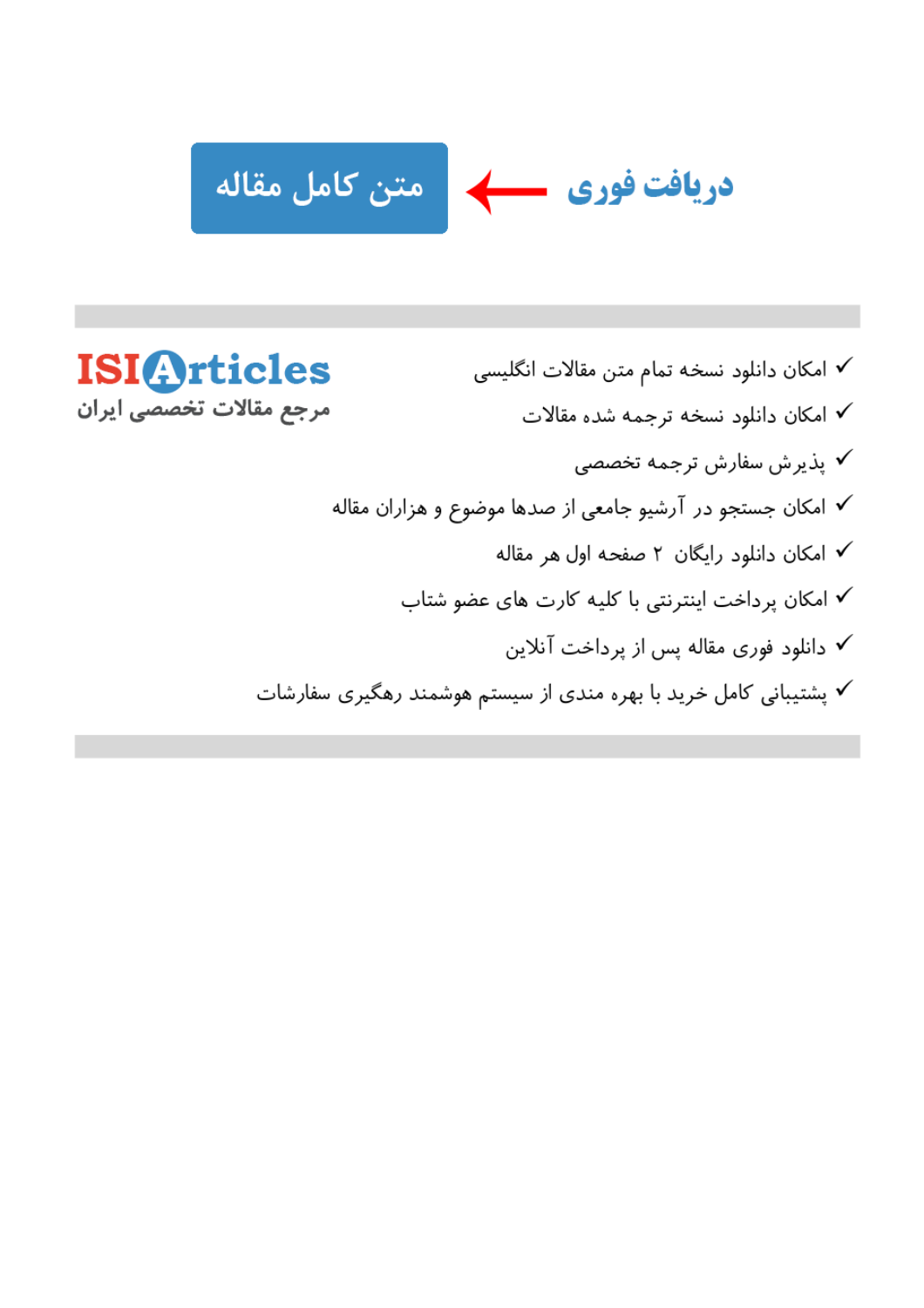دریافت فوری ← متن کامل مقاله

**ISIArticles**
مرجع مقالات تخصصی ایران

- ✓ امکان دانلود نسخه تمام متن مقالات انگلیسی
- ✓ امکان دانلود نسخه ترجمه شده مقالات
- ✓ پذیرش سفارش ترجمه تخصصی
- ✓ امکان جستجو در آرشیو جامعی از صدها موضوع و هزاران مقاله
- ✓ امکان دانلود رایگان ۲ صفحه اول هر مقاله
- ✓ امکان پرداخت اینترنتی با کلیه کارت های عضو شتاب
- ✓ دانلود فوری مقاله پس از پرداخت آنلاین
- ✓ پشتیبانی کامل خرید با بهره مندی از سیستم هوشمند رهگیری سفارشات